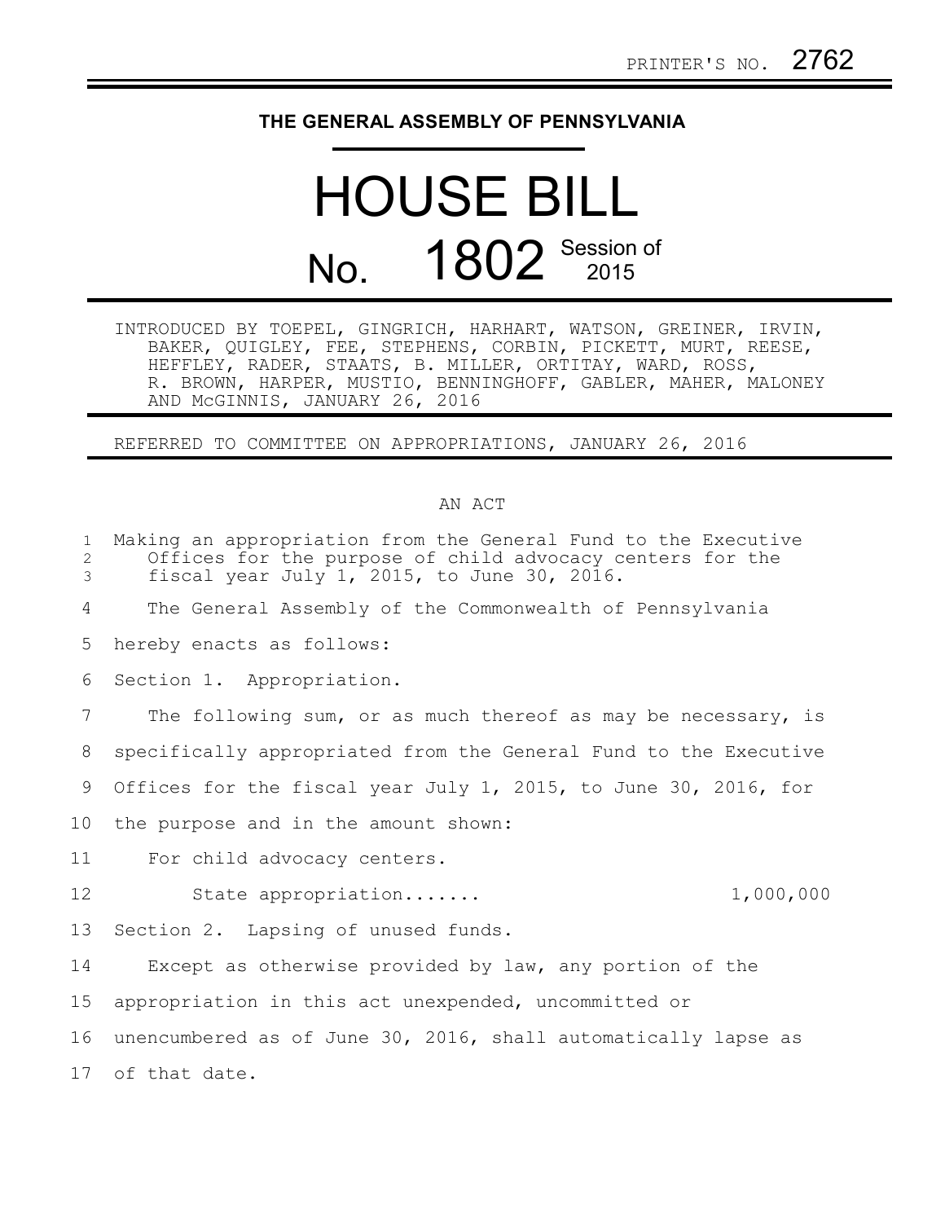PRINTER'S NO. 2762

# THE GENERAL ASSEMBLY OF PENNSYLVANIA

# HOUSE BILL

## No. 1802 Session of 2015

INTRODUCED BY TOEPEL, GINGRICH, HARHART, WATSON, GREINER, IRVIN, BAKER, QUIGLEY, FEE, STEPHENS, CORBIN, PICKETT, MURT, REESE, HEFFLEY, RADER, STAATS, B. MILLER, ORTITAY, WARD, ROSS, R. BROWN, HARPER, MUSTIO, BENNINGHOFF, GABLER, MAHER, MALONEY AND McGINNIS, JANUARY 26, 2016

REFERRED TO COMMITTEE ON APPROPRIATIONS, JANUARY 26, 2016

AN ACT

1 Making an appropriation from the General Fund to the Executive
2 Offices for the purpose of child advocacy centers for the
3 fiscal year July 1, 2015, to June 30, 2016.

4 The General Assembly of the Commonwealth of Pennsylvania
5 hereby enacts as follows:

6 Section 1. Appropriation.

7 The following sum, or as much thereof as may be necessary, is
8 specifically appropriated from the General Fund to the Executive
9 Offices for the fiscal year July 1, 2015, to June 30, 2016, for
10 the purpose and in the amount shown:

11 For child advocacy centers.

12 State appropriation....... 1,000,000

13 Section 2. Lapsing of unused funds.

14 Except as otherwise provided by law, any portion of the
15 appropriation in this act unexpended, uncommitted or
16 unencumbered as of June 30, 2016, shall automatically lapse as
17 of that date.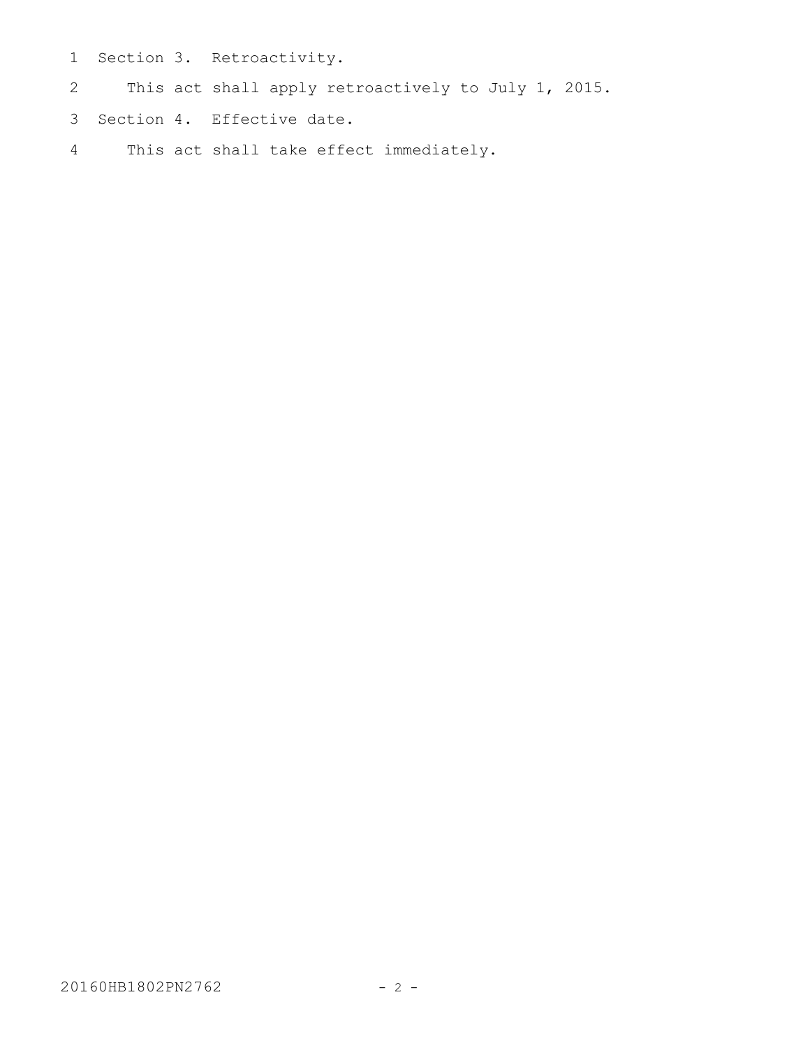Section 3. Retroactivity.

This act shall apply retroactively to July 1, 2015.

Section 4. Effective date.

This act shall take effect immediately.